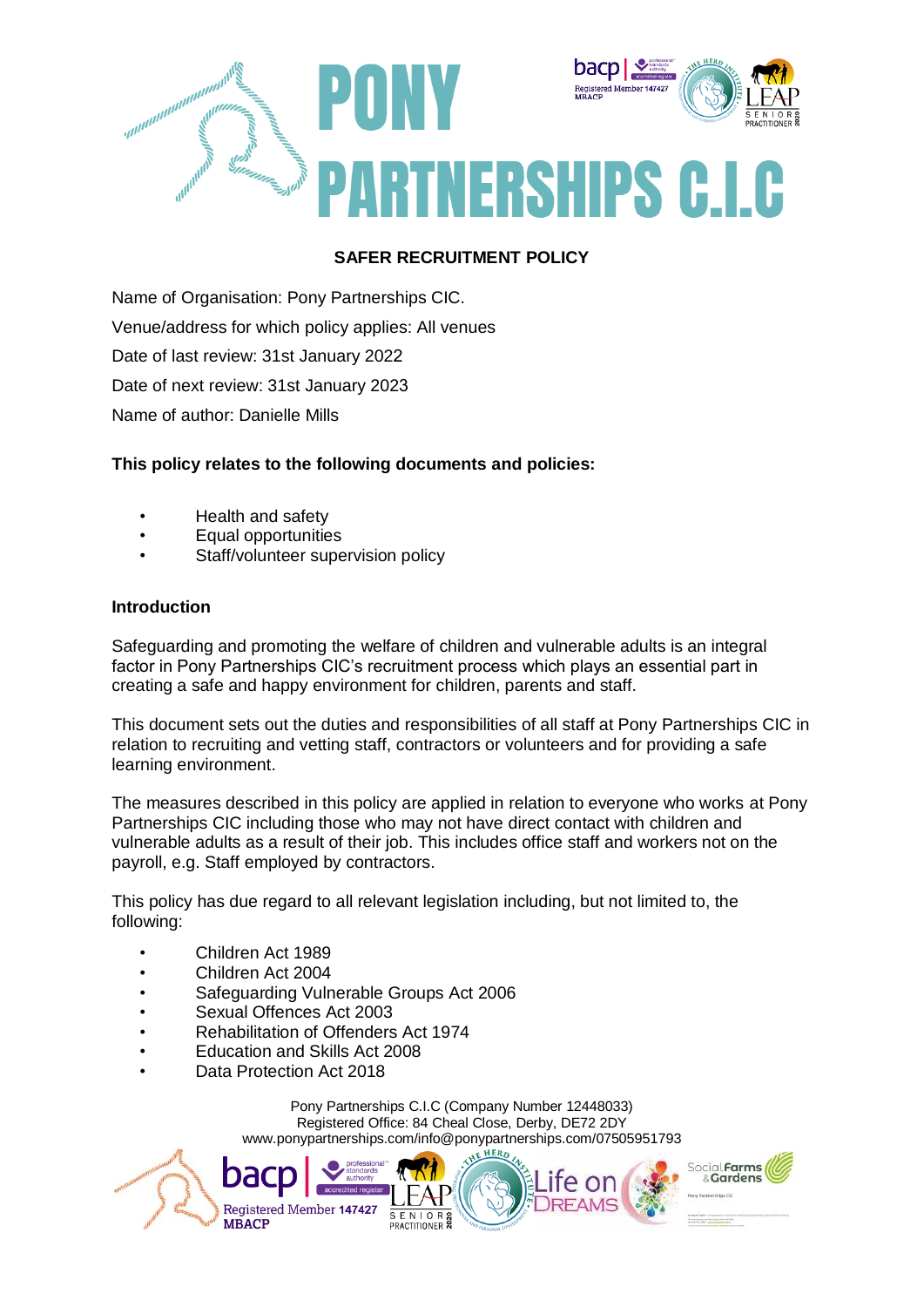# PONY PARTNERSHIPS C.I.C

## SAFER RECRUITMENT POLICY

Name of Organisation: Pony Partnerships CIC.

Venue/address for which policy applies: All venues

Date of last review: 31st January 2022

Date of next review: 31st January 2023

Name of author: Danielle Mills

**This policy relates to the following documents and policies:**

- Health and safety
- Equal opportunities
- Staff/volunteer supervision policy

**Introduction**

Safeguarding and promoting the welfare of children and vulnerable adults is an integral factor in Pony Partnerships CIC's recruitment process which plays an essential part in creating a safe and happy environment for children, parents and staff.

This document sets out the duties and responsibilities of all staff at Pony Partnerships CIC in relation to recruiting and vetting staff, contractors or volunteers and for providing a safe learning environment.

The measures described in this policy are applied in relation to everyone who works at Pony Partnerships CIC including those who may not have direct contact with children and vulnerable adults as a result of their job. This includes office staff and workers not on the payroll, e.g. Staff employed by contractors.

This policy has due regard to all relevant legislation including, but not limited to, the following:

- Children Act 1989
- Children Act 2004
- Safeguarding Vulnerable Groups Act 2006
- Sexual Offences Act 2003
- Rehabilitation of Offenders Act 1974
- Education and Skills Act 2008
- Data Protection Act 2018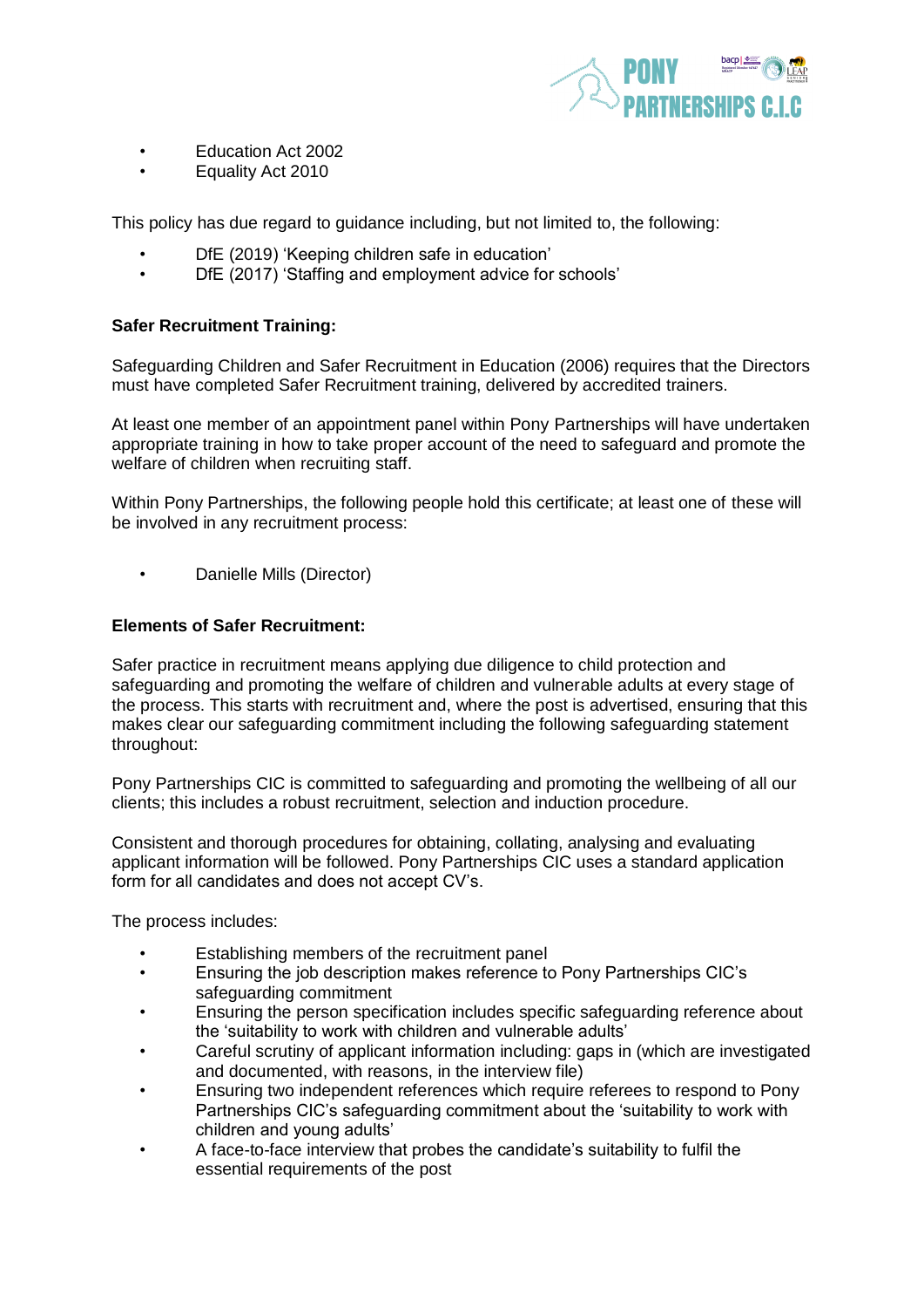- Education Act 2002
- Equality Act 2010

This policy has due regard to guidance including, but not limited to, the following:

- DfE (2019) 'Keeping children safe in education'
- DfE (2017) 'Staffing and employment advice for schools'

**Safer Recruitment Training:**

Safeguarding Children and Safer Recruitment in Education (2006) requires that the Directors must have completed Safer Recruitment training, delivered by accredited trainers.

At least one member of an appointment panel within Pony Partnerships will have undertaken appropriate training in how to take proper account of the need to safeguard and promote the welfare of children when recruiting staff.

Within Pony Partnerships, the following people hold this certificate; at least one of these will be involved in any recruitment process:

- Danielle Mills (Director)

**Elements of Safer Recruitment:**

Safer practice in recruitment means applying due diligence to child protection and safeguarding and promoting the welfare of children and vulnerable adults at every stage of the process. This starts with recruitment and, where the post is advertised, ensuring that this makes clear our safeguarding commitment including the following safeguarding statement throughout:

Pony Partnerships CIC is committed to safeguarding and promoting the wellbeing of all our clients; this includes a robust recruitment, selection and induction procedure.

Consistent and thorough procedures for obtaining, collating, analysing and evaluating applicant information will be followed. Pony Partnerships CIC uses a standard application form for all candidates and does not accept CV's.

The process includes:

- Establishing members of the recruitment panel
- Ensuring the job description makes reference to Pony Partnerships CIC's safeguarding commitment
- Ensuring the person specification includes specific safeguarding reference about the 'suitability to work with children and vulnerable adults'
- Careful scrutiny of applicant information including: gaps in (which are investigated and documented, with reasons, in the interview file)
- Ensuring two independent references which require referees to respond to Pony Partnerships CIC's safeguarding commitment about the 'suitability to work with children and young adults'
- A face-to-face interview that probes the candidate's suitability to fulfil the essential requirements of the post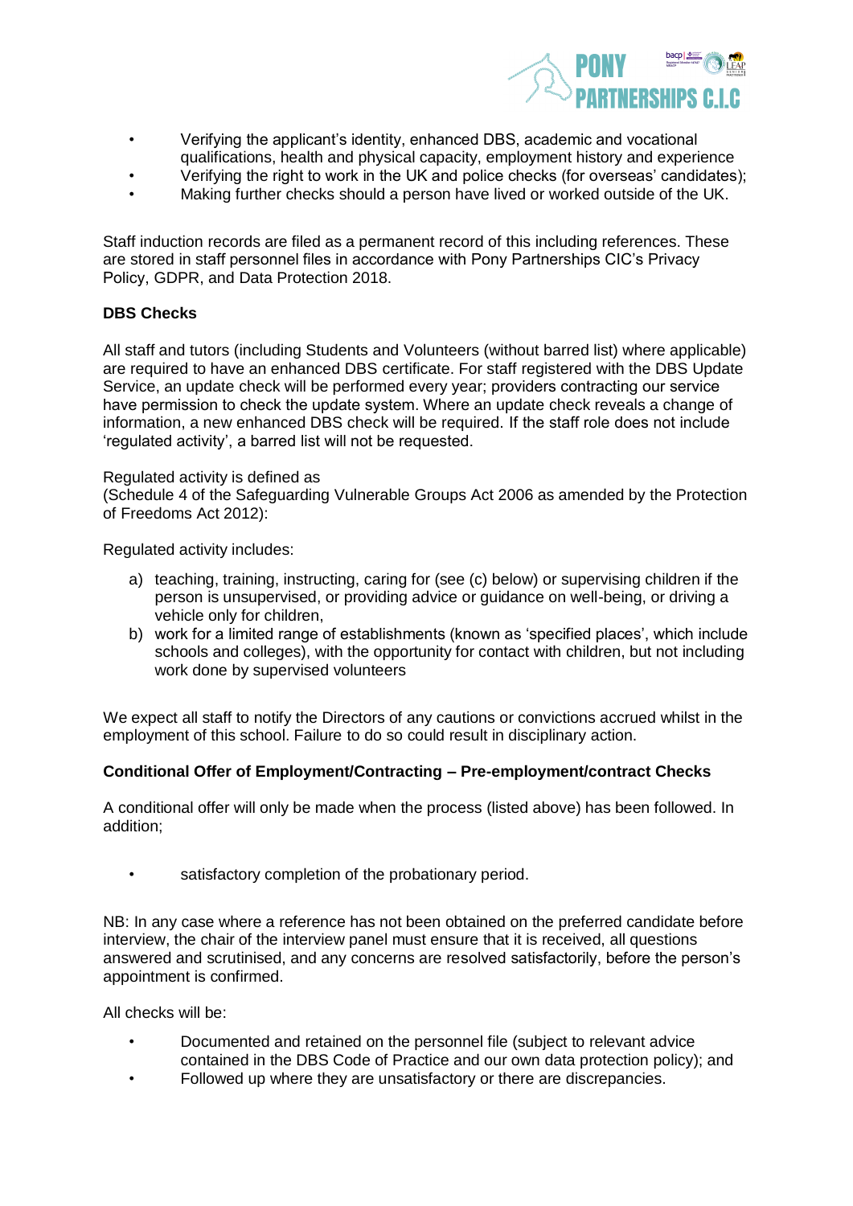- Verifying the applicant's identity, enhanced DBS, academic and vocational qualifications, health and physical capacity, employment history and experience
- Verifying the right to work in the UK and police checks (for overseas' candidates);
- Making further checks should a person have lived or worked outside of the UK.

Staff induction records are filed as a permanent record of this including references. These are stored in staff personnel files in accordance with Pony Partnerships CIC's Privacy Policy, GDPR, and Data Protection 2018.

**DBS Checks**

All staff and tutors (including Students and Volunteers (without barred list) where applicable) are required to have an enhanced DBS certificate. For staff registered with the DBS Update Service, an update check will be performed every year; providers contracting our service have permission to check the update system. Where an update check reveals a change of information, a new enhanced DBS check will be required. If the staff role does not include 'regulated activity', a barred list will not be requested.

Regulated activity is defined as
(Schedule 4 of the Safeguarding Vulnerable Groups Act 2006 as amended by the Protection of Freedoms Act 2012):

Regulated activity includes:

a) teaching, training, instructing, caring for (see (c) below) or supervising children if the person is unsupervised, or providing advice or guidance on well-being, or driving a vehicle only for children,
b) work for a limited range of establishments (known as 'specified places', which include schools and colleges), with the opportunity for contact with children, but not including work done by supervised volunteers

We expect all staff to notify the Directors of any cautions or convictions accrued whilst in the employment of this school. Failure to do so could result in disciplinary action.

**Conditional Offer of Employment/Contracting – Pre-employment/contract Checks**

A conditional offer will only be made when the process (listed above) has been followed. In addition;

- satisfactory completion of the probationary period.

NB: In any case where a reference has not been obtained on the preferred candidate before interview, the chair of the interview panel must ensure that it is received, all questions answered and scrutinised, and any concerns are resolved satisfactorily, before the person's appointment is confirmed.

All checks will be:

- Documented and retained on the personnel file (subject to relevant advice contained in the DBS Code of Practice and our own data protection policy); and
- Followed up where they are unsatisfactory or there are discrepancies.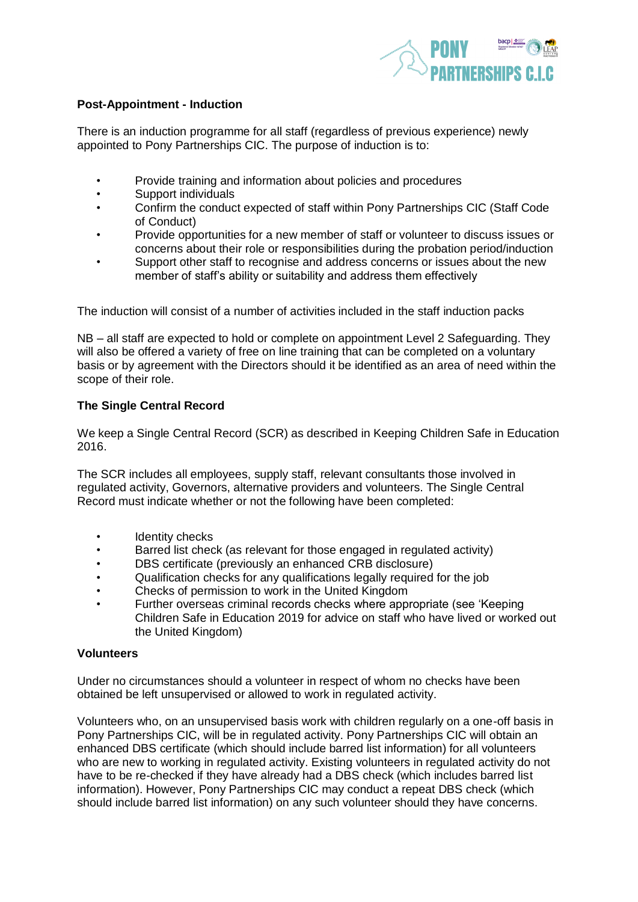**Post-Appointment - Induction**

There is an induction programme for all staff (regardless of previous experience) newly appointed to Pony Partnerships CIC. The purpose of induction is to:

- Provide training and information about policies and procedures
- Support individuals
- Confirm the conduct expected of staff within Pony Partnerships CIC (Staff Code of Conduct)
- Provide opportunities for a new member of staff or volunteer to discuss issues or concerns about their role or responsibilities during the probation period/induction
- Support other staff to recognise and address concerns or issues about the new member of staff's ability or suitability and address them effectively

The induction will consist of a number of activities included in the staff induction packs

NB – all staff are expected to hold or complete on appointment Level 2 Safeguarding. They will also be offered a variety of free on line training that can be completed on a voluntary basis or by agreement with the Directors should it be identified as an area of need within the scope of their role.

**The Single Central Record**

We keep a Single Central Record (SCR) as described in Keeping Children Safe in Education 2016.

The SCR includes all employees, supply staff, relevant consultants those involved in regulated activity, Governors, alternative providers and volunteers. The Single Central Record must indicate whether or not the following have been completed:

- Identity checks
- Barred list check (as relevant for those engaged in regulated activity)
- DBS certificate (previously an enhanced CRB disclosure)
- Qualification checks for any qualifications legally required for the job
- Checks of permission to work in the United Kingdom
- Further overseas criminal records checks where appropriate (see 'Keeping Children Safe in Education 2019 for advice on staff who have lived or worked out the United Kingdom)

**Volunteers**

Under no circumstances should a volunteer in respect of whom no checks have been obtained be left unsupervised or allowed to work in regulated activity.

Volunteers who, on an unsupervised basis work with children regularly on a one-off basis in Pony Partnerships CIC, will be in regulated activity. Pony Partnerships CIC will obtain an enhanced DBS certificate (which should include barred list information) for all volunteers who are new to working in regulated activity. Existing volunteers in regulated activity do not have to be re-checked if they have already had a DBS check (which includes barred list information). However, Pony Partnerships CIC may conduct a repeat DBS check (which should include barred list information) on any such volunteer should they have concerns.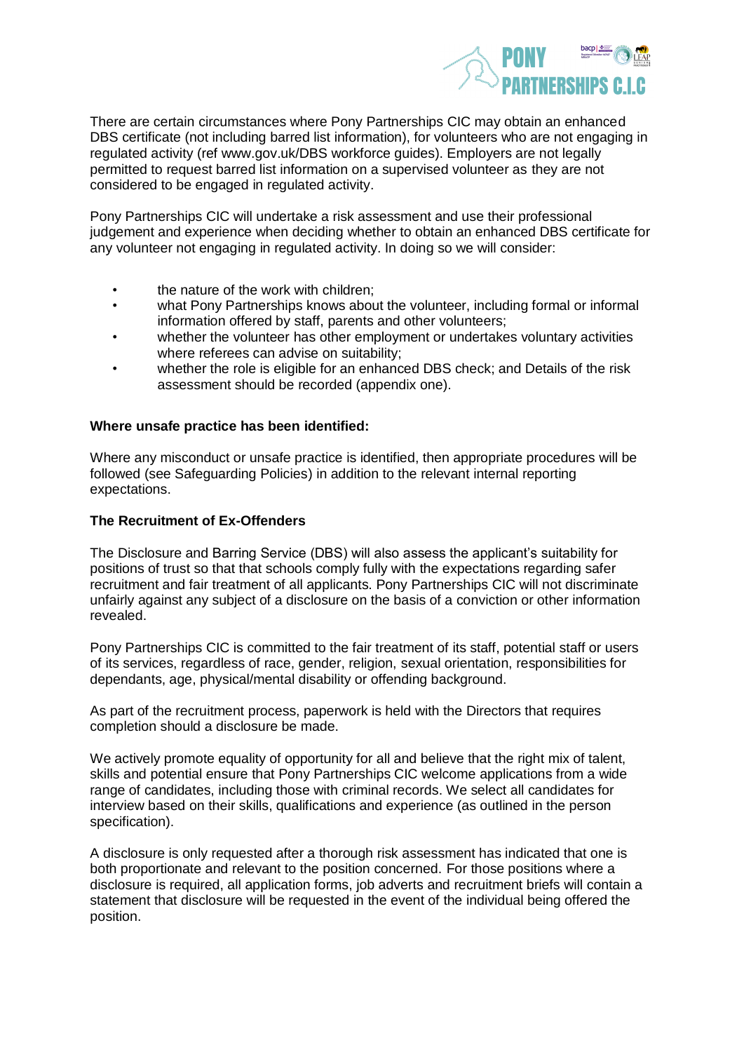There are certain circumstances where Pony Partnerships CIC may obtain an enhanced DBS certificate (not including barred list information), for volunteers who are not engaging in regulated activity (ref www.gov.uk/DBS workforce guides). Employers are not legally permitted to request barred list information on a supervised volunteer as they are not considered to be engaged in regulated activity.

Pony Partnerships CIC will undertake a risk assessment and use their professional judgement and experience when deciding whether to obtain an enhanced DBS certificate for any volunteer not engaging in regulated activity. In doing so we will consider:

- the nature of the work with children;
- what Pony Partnerships knows about the volunteer, including formal or informal information offered by staff, parents and other volunteers;
- whether the volunteer has other employment or undertakes voluntary activities where referees can advise on suitability;
- whether the role is eligible for an enhanced DBS check; and Details of the risk assessment should be recorded (appendix one).

**Where unsafe practice has been identified:**

Where any misconduct or unsafe practice is identified, then appropriate procedures will be followed (see Safeguarding Policies) in addition to the relevant internal reporting expectations.

**The Recruitment of Ex-Offenders**

The Disclosure and Barring Service (DBS) will also assess the applicant's suitability for positions of trust so that that schools comply fully with the expectations regarding safer recruitment and fair treatment of all applicants. Pony Partnerships CIC will not discriminate unfairly against any subject of a disclosure on the basis of a conviction or other information revealed.

Pony Partnerships CIC is committed to the fair treatment of its staff, potential staff or users of its services, regardless of race, gender, religion, sexual orientation, responsibilities for dependants, age, physical/mental disability or offending background.

As part of the recruitment process, paperwork is held with the Directors that requires completion should a disclosure be made.

We actively promote equality of opportunity for all and believe that the right mix of talent, skills and potential ensure that Pony Partnerships CIC welcome applications from a wide range of candidates, including those with criminal records. We select all candidates for interview based on their skills, qualifications and experience (as outlined in the person specification).

A disclosure is only requested after a thorough risk assessment has indicated that one is both proportionate and relevant to the position concerned. For those positions where a disclosure is required, all application forms, job adverts and recruitment briefs will contain a statement that disclosure will be requested in the event of the individual being offered the position.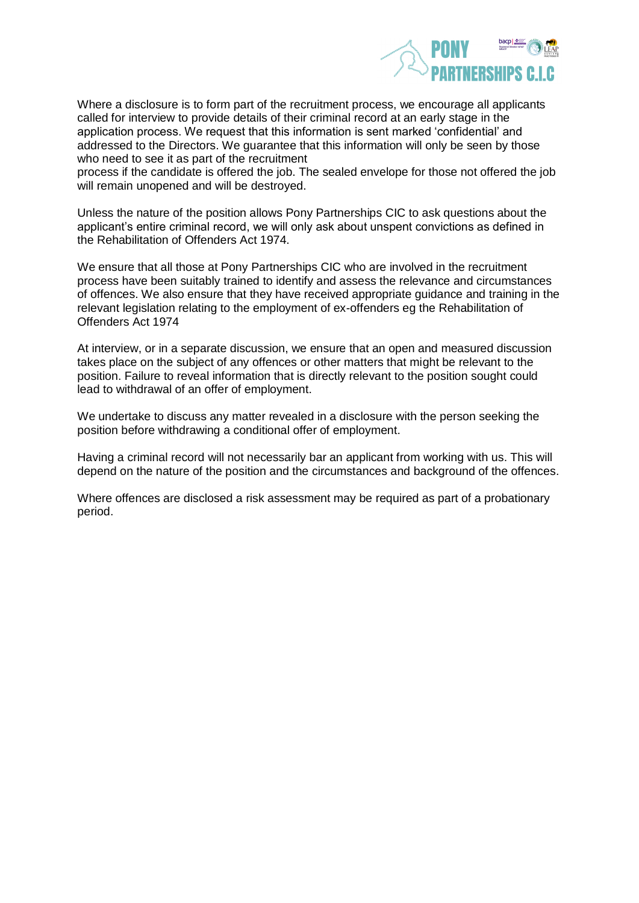Where a disclosure is to form part of the recruitment process, we encourage all applicants called for interview to provide details of their criminal record at an early stage in the application process. We request that this information is sent marked 'confidential' and addressed to the Directors. We guarantee that this information will only be seen by those who need to see it as part of the recruitment process if the candidate is offered the job. The sealed envelope for those not offered the job will remain unopened and will be destroyed.

Unless the nature of the position allows Pony Partnerships CIC to ask questions about the applicant's entire criminal record, we will only ask about unspent convictions as defined in the Rehabilitation of Offenders Act 1974.

We ensure that all those at Pony Partnerships CIC who are involved in the recruitment process have been suitably trained to identify and assess the relevance and circumstances of offences. We also ensure that they have received appropriate guidance and training in the relevant legislation relating to the employment of ex-offenders eg the Rehabilitation of Offenders Act 1974

At interview, or in a separate discussion, we ensure that an open and measured discussion takes place on the subject of any offences or other matters that might be relevant to the position. Failure to reveal information that is directly relevant to the position sought could lead to withdrawal of an offer of employment.

We undertake to discuss any matter revealed in a disclosure with the person seeking the position before withdrawing a conditional offer of employment.

Having a criminal record will not necessarily bar an applicant from working with us. This will depend on the nature of the position and the circumstances and background of the offences.

Where offences are disclosed a risk assessment may be required as part of a probationary period.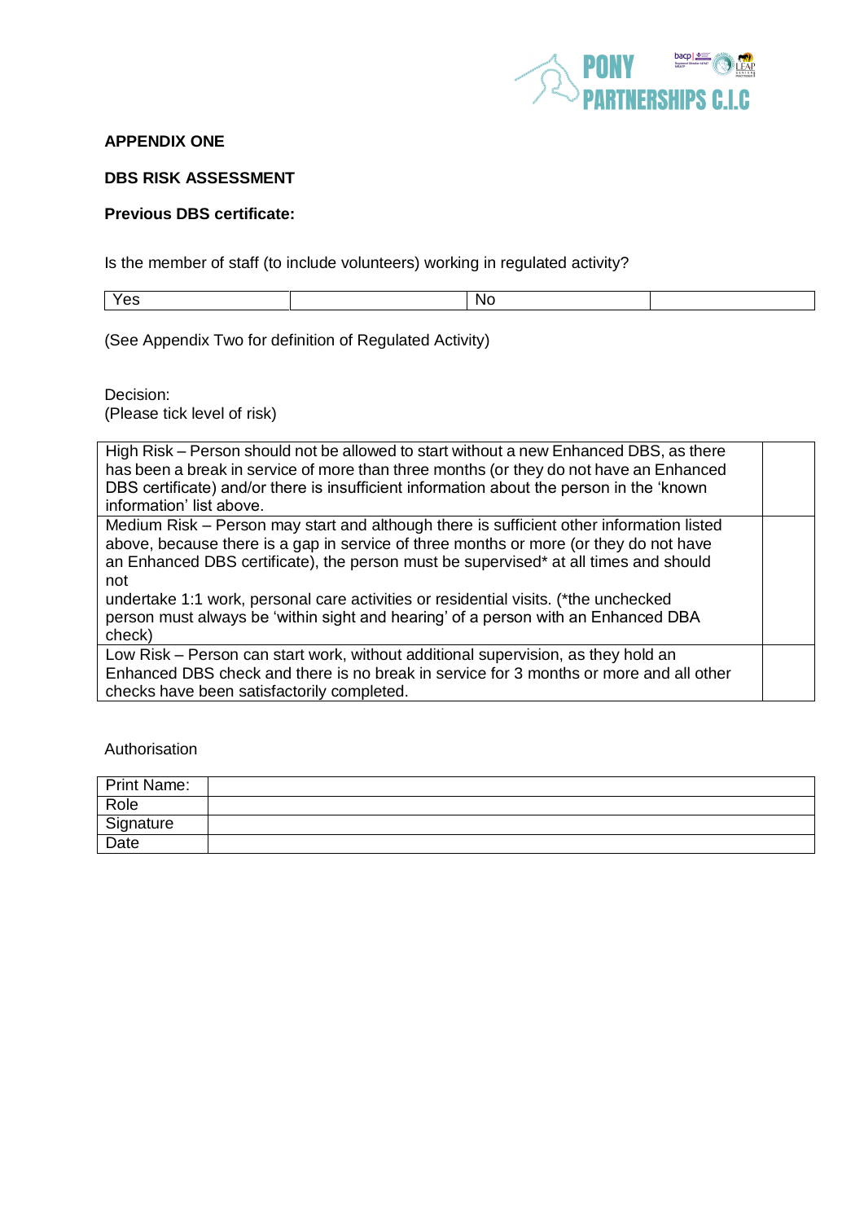**APPENDIX ONE**

**DBS RISK ASSESSMENT**

**Previous DBS certificate:**

Is the member of staff (to include volunteers) working in regulated activity?

| Yes | | No | |
|---|---|---|---|

(See Appendix Two for definition of Regulated Activity)

Decision:
(Please tick level of risk)

| | |
|---|---|
| High Risk – Person should not be allowed to start without a new Enhanced DBS, as there has been a break in service of more than three months (or they do not have an Enhanced DBS certificate) and/or there is insufficient information about the person in the 'known information' list above. | |
| Medium Risk – Person may start and although there is sufficient other information listed above, because there is a gap in service of three months or more (or they do not have an Enhanced DBS certificate), the person must be supervised* at all times and should not undertake 1:1 work, personal care activities or residential visits. (*the unchecked person must always be 'within sight and hearing' of a person with an Enhanced DBA check) | |
| Low Risk – Person can start work, without additional supervision, as they hold an Enhanced DBS check and there is no break in service for 3 months or more and all other checks have been satisfactorily completed. | |

Authorisation

| | |
|---|---|
| Print Name: | |
| Role | |
| Signature | |
| Date | |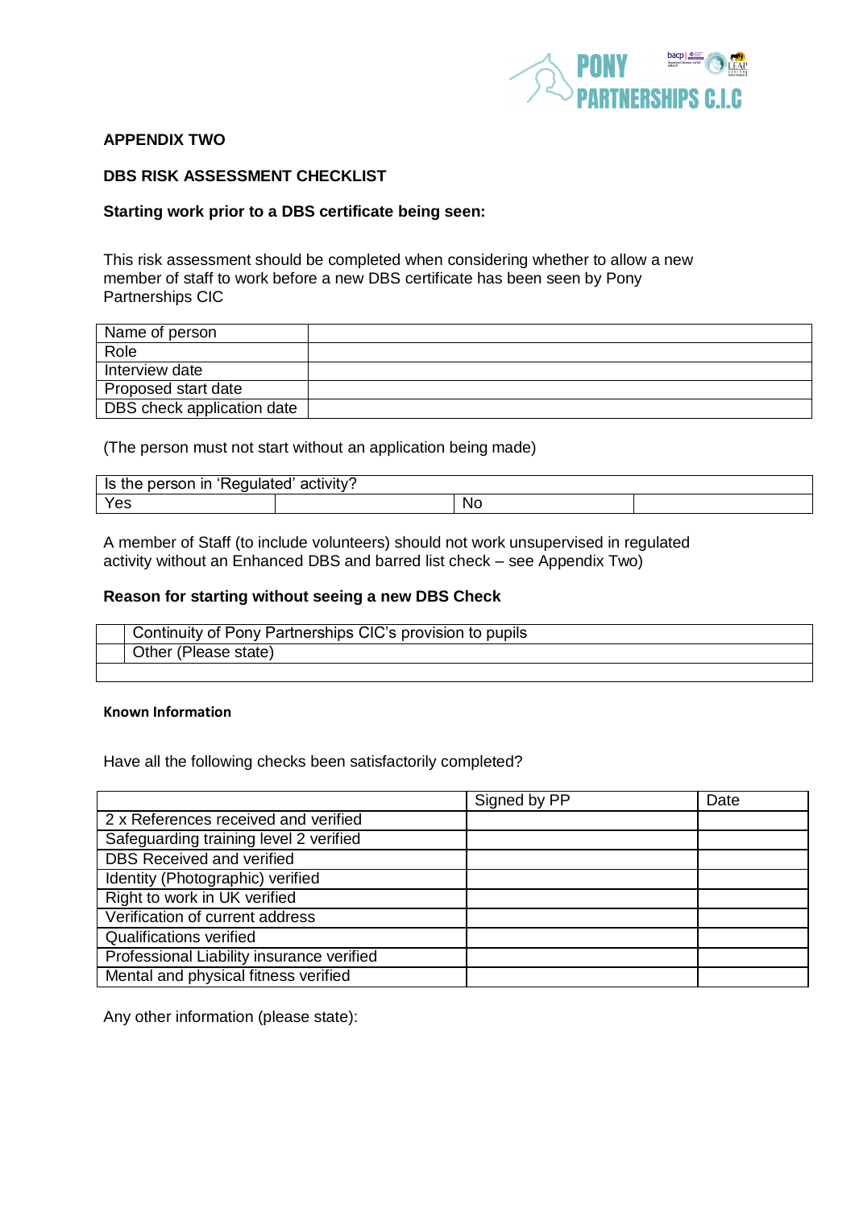**APPENDIX TWO**

**DBS RISK ASSESSMENT CHECKLIST**

**Starting work prior to a DBS certificate being seen:**

This risk assessment should be completed when considering whether to allow a new member of staff to work before a new DBS certificate has been seen by Pony Partnerships CIC

| | |
|---|---|
| Name of person | |
| Role | |
| Interview date | |
| Proposed start date | |
| DBS check application date | |

(The person must not start without an application being made)

| Is the person in 'Regulated' activity? | | | |
|---|---|---|---|
| Yes | | No | |

A member of Staff (to include volunteers) should not work unsupervised in regulated activity without an Enhanced DBS and barred list check – see Appendix Two)

**Reason for starting without seeing a new DBS Check**

| | |
|---|---|
| | Continuity of Pony Partnerships CIC's provision to pupils |
| | Other (Please state) |
| | |

**Known Information**

Have all the following checks been satisfactorily completed?

| | Signed by PP | Date |
|---|---|---|
| 2 x References received and verified | | |
| Safeguarding training level 2 verified | | |
| DBS Received and verified | | |
| Identity (Photographic) verified | | |
| Right to work in UK verified | | |
| Verification of current address | | |
| Qualifications verified | | |
| Professional Liability insurance verified | | |
| Mental and physical fitness verified | | |

Any other information (please state):